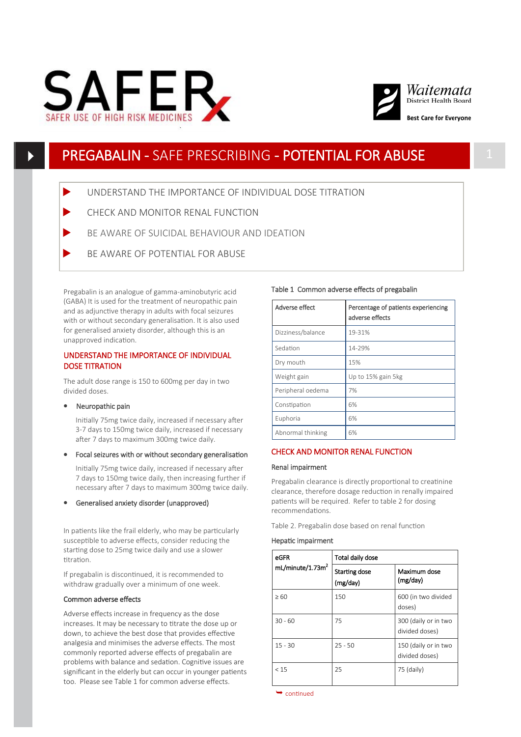SAFER USE OF HIGH RISK MEDICINES

Waitemata District Health Board

Best Care for Everyone

# PREGABALIN - SAFE PRESCRIBING - POTENTIAL FOR ABUSE

- UNDERSTAND THE IMPORTANCE OF INDIVIDUAL DOSE TITRATION
- CHECK AND MONITOR RENAL FUNCTION
- BE AWARE OF SUICIDAL BEHAVIOUR AND IDEATION
- BE AWARE OF POTENTIAL FOR ABUSE

Pregabalin is an analogue of gamma-aminobutyric acid (GABA) It is used for the treatment of neuropathic pain and as adjunctive therapy in adults with focal seizures with or without secondary generalisation. It is also used for generalised anxiety disorder, although this is an unapproved indication.

## UNDERSTAND THE IMPORTANCE OF INDIVIDUAL DOSE TITRATION

The adult dose range is 150 to 600mg per day in two divided doses.

- Neuropathic pain

  Initially 75mg twice daily, increased if necessary after 3-7 days to 150mg twice daily, increased if necessary after 7 days to maximum 300mg twice daily.

- Focal seizures with or without secondary generalisation

  Initially 75mg twice daily, increased if necessary after 7 days to 150mg twice daily, then increasing further if necessary after 7 days to maximum 300mg twice daily.

- Generalised anxiety disorder (unapproved)

In patients like the frail elderly, who may be particularly susceptible to adverse effects, consider reducing the starting dose to 25mg twice daily and use a slower titration.

If pregabalin is discontinued, it is recommended to withdraw gradually over a minimum of one week.

### Common adverse effects

Adverse effects increase in frequency as the dose increases. It may be necessary to titrate the dose up or down, to achieve the best dose that provides effective analgesia and minimises the adverse effects. The most commonly reported adverse effects of pregabalin are problems with balance and sedation. Cognitive issues are significant in the elderly but can occur in younger patients too. Please see Table 1 for common adverse effects.

Table 1 Common adverse effects of pregabalin

| Adverse effect | Percentage of patients experiencing adverse effects |
|---|---|
| Dizziness/balance | 19-31% |
| Sedation | 14-29% |
| Dry mouth | 15% |
| Weight gain | Up to 15% gain 5kg |
| Peripheral oedema | 7% |
| Constipation | 6% |
| Euphoria | 6% |
| Abnormal thinking | 6% |

## CHECK AND MONITOR RENAL FUNCTION

### Renal impairment

Pregabalin clearance is directly proportional to creatinine clearance, therefore dosage reduction in renally impaired patients will be required. Refer to table 2 for dosing recommendations.

Table 2. Pregabalin dose based on renal function

### Hepatic impairment

| eGFR mL/minute/1.73m$^2$ | Total daily dose | |
|---|---|---|
| | Starting dose (mg/day) | Maximum dose (mg/day) |
| ≥ 60 | 150 | 600 (in two divided doses) |
| 30 - 60 | 75 | 300 (daily or in two divided doses) |
| 15 - 30 | 25 - 50 | 150 (daily or in two divided doses) |
| < 15 | 25 | 75 (daily) |

continued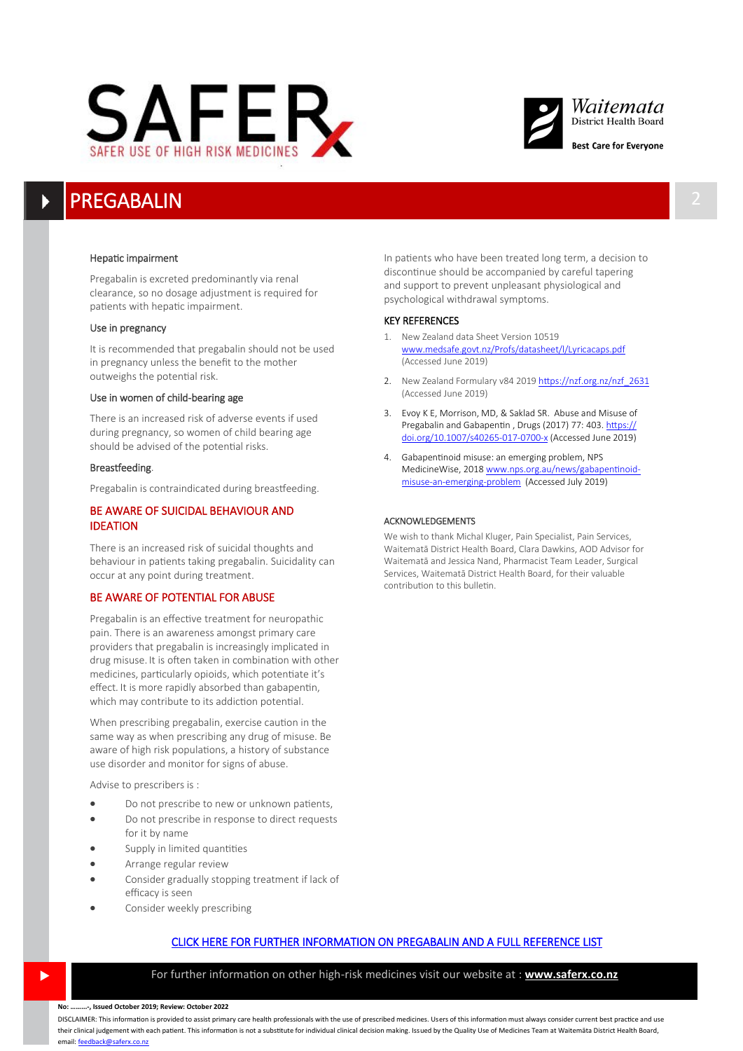# PREGABALIN

### Hepatic impairment

Pregabalin is excreted predominantly via renal clearance, so no dosage adjustment is required for patients with hepatic impairment.

### Use in pregnancy

It is recommended that pregabalin should not be used in pregnancy unless the benefit to the mother outweighs the potential risk.

### Use in women of child-bearing age

There is an increased risk of adverse events if used during pregnancy, so women of child bearing age should be advised of the potential risks.

### Breastfeeding.

Pregabalin is contraindicated during breastfeeding.

## BE AWARE OF SUICIDAL BEHAVIOUR AND IDEATION

There is an increased risk of suicidal thoughts and behaviour in patients taking pregabalin. Suicidality can occur at any point during treatment.

## BE AWARE OF POTENTIAL FOR ABUSE

Pregabalin is an effective treatment for neuropathic pain. There is an awareness amongst primary care providers that pregabalin is increasingly implicated in drug misuse. It is often taken in combination with other medicines, particularly opioids, which potentiate it's effect. It is more rapidly absorbed than gabapentin, which may contribute to its addiction potential.

When prescribing pregabalin, exercise caution in the same way as when prescribing any drug of misuse. Be aware of high risk populations, a history of substance use disorder and monitor for signs of abuse.

Advise to prescribers is :

- Do not prescribe to new or unknown patients,
- Do not prescribe in response to direct requests for it by name
- Supply in limited quantities
- Arrange regular review
- Consider gradually stopping treatment if lack of efficacy is seen
- Consider weekly prescribing

In patients who have been treated long term, a decision to discontinue should be accompanied by careful tapering and support to prevent unpleasant physiological and psychological withdrawal symptoms.

## KEY REFERENCES

1. New Zealand data Sheet Version 10519 www.medsafe.govt.nz/Profs/datasheet/l/Lyricacaps.pdf (Accessed June 2019)
2. New Zealand Formulary v84 2019 https://nzf.org.nz/nzf_2631 (Accessed June 2019)
3. Evoy K E, Morrison, MD, & Saklad SR. Abuse and Misuse of Pregabalin and Gabapentin , Drugs (2017) 77: 403. https://doi.org/10.1007/s40265-017-0700-x (Accessed June 2019)
4. Gabapentinoid misuse: an emerging problem, NPS MedicineWise, 2018 www.nps.org.au/news/gabapentinoid-misuse-an-emerging-problem (Accessed July 2019)

## ACKNOWLEDGEMENTS

We wish to thank Michal Kluger, Pain Specialist, Pain Services, Waitematā District Health Board, Clara Dawkins, AOD Advisor for Waitematā and Jessica Nand, Pharmacist Team Leader, Surgical Services, Waitematā District Health Board, for their valuable contribution to this bulletin.

CLICK HERE FOR FURTHER INFORMATION ON PREGABALIN AND A FULL REFERENCE LIST

For further information on other high-risk medicines visit our website at : **www.saferx.co.nz**

**No: ………-, Issued October 2019; Review: October 2022**

DISCLAIMER: This information is provided to assist primary care health professionals with the use of prescribed medicines. Users of this information must always consider current best practice and use their clinical judgement with each patient. This information is not a substitute for individual clinical decision making. Issued by the Quality Use of Medicines Team at Waitematā District Health Board, email: feedback@saferx.co.nz